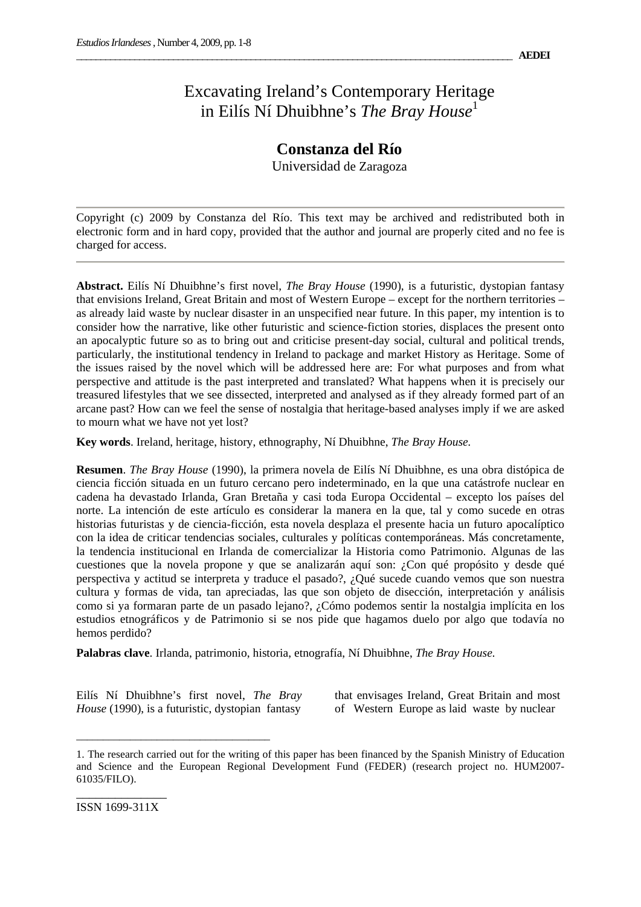# Excavating Ireland's Contemporary Heritage in Eilís Ní Dhuibhne's *The Bray House*[1]

## Constanza del Río

Universidad de Zaragoza

Copyright (c) 2009 by Constanza del Río. This text may be archived and redistributed both in electronic form and in hard copy, provided that the author and journal are properly cited and no fee is charged for access.

**Abstract.** Eilís Ní Dhuibhne's first novel, *The Bray House* (1990), is a futuristic, dystopian fantasy that envisions Ireland, Great Britain and most of Western Europe – except for the northern territories – as already laid waste by nuclear disaster in an unspecified near future. In this paper, my intention is to consider how the narrative, like other futuristic and science-fiction stories, displaces the present onto an apocalyptic future so as to bring out and criticise present-day social, cultural and political trends, particularly, the institutional tendency in Ireland to package and market History as Heritage. Some of the issues raised by the novel which will be addressed here are: For what purposes and from what perspective and attitude is the past interpreted and translated? What happens when it is precisely our treasured lifestyles that we see dissected, interpreted and analysed as if they already formed part of an arcane past? How can we feel the sense of nostalgia that heritage-based analyses imply if we are asked to mourn what we have not yet lost?

**Key words**. Ireland, heritage, history, ethnography, Ní Dhuibhne, *The Bray House.*

**Resumen**. *The Bray House* (1990), la primera novela de Eilís Ní Dhuibhne, es una obra distópica de ciencia ficción situada en un futuro cercano pero indeterminado, en la que una catástrofe nuclear en cadena ha devastado Irlanda, Gran Bretaña y casi toda Europa Occidental – excepto los países del norte. La intención de este artículo es considerar la manera en la que, tal y como sucede en otras historias futuristas y de ciencia-ficción, esta novela desplaza el presente hacia un futuro apocalíptico con la idea de criticar tendencias sociales, culturales y políticas contemporáneas. Más concretamente, la tendencia institucional en Irlanda de comercializar la Historia como Patrimonio. Algunas de las cuestiones que la novela propone y que se analizarán aquí son: ¿Con qué propósito y desde qué perspectiva y actitud se interpreta y traduce el pasado?, ¿Qué sucede cuando vemos que son nuestra cultura y formas de vida, tan apreciadas, las que son objeto de disección, interpretación y análisis como si ya formaran parte de un pasado lejano?, ¿Cómo podemos sentir la nostalgia implícita en los estudios etnográficos y de Patrimonio si se nos pide que hagamos duelo por algo que todavía no hemos perdido?

**Palabras clave**. Irlanda, patrimonio, historia, etnografía, Ní Dhuibhne, *The Bray House.*

Eilís Ní Dhuibhne's first novel, *The Bray House* (1990), is a futuristic, dystopian fantasy that envisages Ireland, Great Britain and most of Western Europe as laid waste by nuclear

---

1. The research carried out for the writing of this paper has been financed by the Spanish Ministry of Education and Science and the European Regional Development Fund (FEDER) (research project no. HUM2007-61035/FILO).

ISSN 1699-311X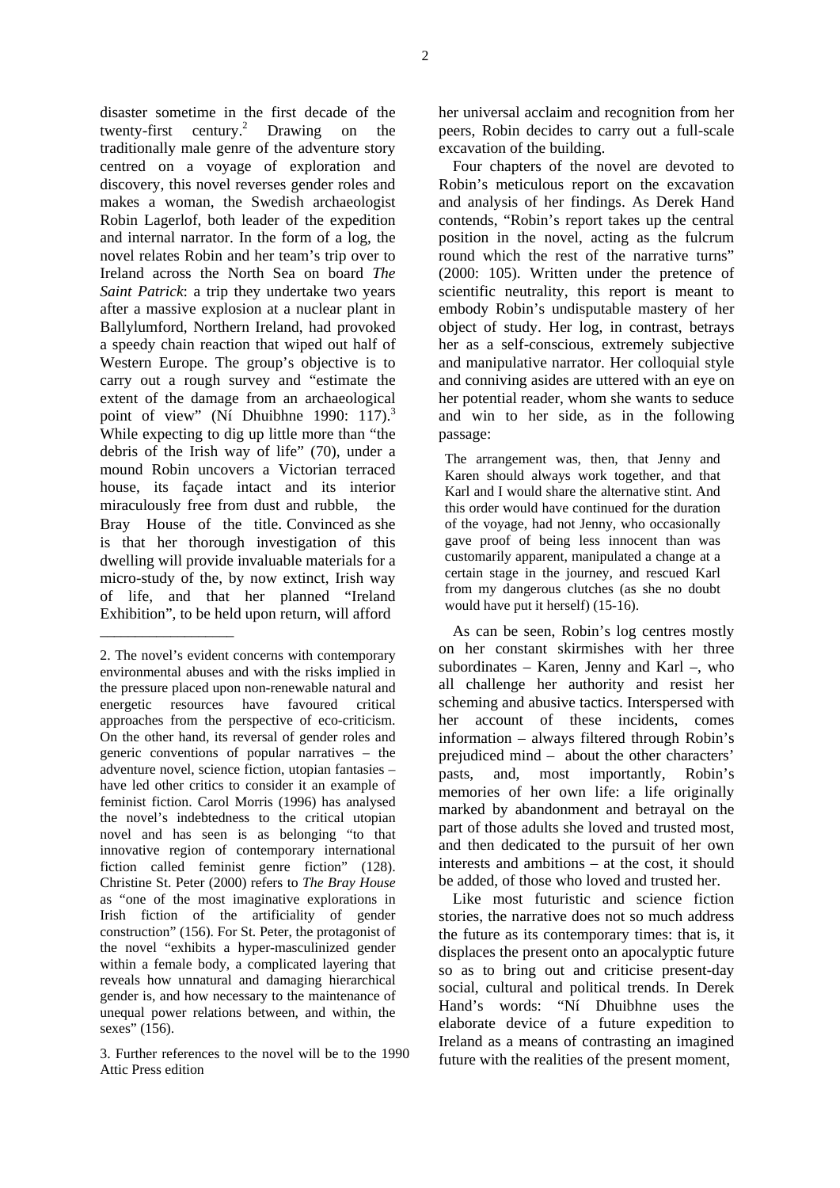disaster sometime in the first decade of the twenty-first century.[2] Drawing on the traditionally male genre of the adventure story centred on a voyage of exploration and discovery, this novel reverses gender roles and makes a woman, the Swedish archaeologist Robin Lagerlof, both leader of the expedition and internal narrator. In the form of a log, the novel relates Robin and her team's trip over to Ireland across the North Sea on board *The Saint Patrick*: a trip they undertake two years after a massive explosion at a nuclear plant in Ballylumford, Northern Ireland, had provoked a speedy chain reaction that wiped out half of Western Europe. The group's objective is to carry out a rough survey and "estimate the extent of the damage from an archaeological point of view" (Ní Dhuibhne 1990: 117).[3] While expecting to dig up little more than "the debris of the Irish way of life" (70), under a mound Robin uncovers a Victorian terraced house, its façade intact and its interior miraculously free from dust and rubble, the Bray House of the title. Convinced as she is that her thorough investigation of this dwelling will provide invaluable materials for a micro-study of the, by now extinct, Irish way of life, and that her planned "Ireland Exhibition", to be held upon return, will afford her universal acclaim and recognition from her peers, Robin decides to carry out a full-scale excavation of the building.

Four chapters of the novel are devoted to Robin's meticulous report on the excavation and analysis of her findings. As Derek Hand contends, "Robin's report takes up the central position in the novel, acting as the fulcrum round which the rest of the narrative turns" (2000: 105). Written under the pretence of scientific neutrality, this report is meant to embody Robin's undisputable mastery of her object of study. Her log, in contrast, betrays her as a self-conscious, extremely subjective and manipulative narrator. Her colloquial style and conniving asides are uttered with an eye on her potential reader, whom she wants to seduce and win to her side, as in the following passage:

> The arrangement was, then, that Jenny and Karen should always work together, and that Karl and I would share the alternative stint. And this order would have continued for the duration of the voyage, had not Jenny, who occasionally gave proof of being less innocent than was customarily apparent, manipulated a change at a certain stage in the journey, and rescued Karl from my dangerous clutches (as she no doubt would have put it herself) (15-16).

As can be seen, Robin's log centres mostly on her constant skirmishes with her three subordinates – Karen, Jenny and Karl –, who all challenge her authority and resist her scheming and abusive tactics. Interspersed with her account of these incidents, comes information – always filtered through Robin's prejudiced mind – about the other characters' pasts, and, most importantly, Robin's memories of her own life: a life originally marked by abandonment and betrayal on the part of those adults she loved and trusted most, and then dedicated to the pursuit of her own interests and ambitions – at the cost, it should be added, of those who loved and trusted her.

Like most futuristic and science fiction stories, the narrative does not so much address the future as its contemporary times: that is, it displaces the present onto an apocalyptic future so as to bring out and criticise present-day social, cultural and political trends. In Derek Hand's words: "Ní Dhuibhne uses the elaborate device of a future expedition to Ireland as a means of contrasting an imagined future with the realities of the present moment,

---

2. The novel's evident concerns with contemporary environmental abuses and with the risks implied in the pressure placed upon non-renewable natural and energetic resources have favoured critical approaches from the perspective of eco-criticism. On the other hand, its reversal of gender roles and generic conventions of popular narratives – the adventure novel, science fiction, utopian fantasies – have led other critics to consider it an example of feminist fiction. Carol Morris (1996) has analysed the novel's indebtedness to the critical utopian novel and has seen is as belonging "to that innovative region of contemporary international fiction called feminist genre fiction" (128). Christine St. Peter (2000) refers to *The Bray House* as "one of the most imaginative explorations in Irish fiction of the artificiality of gender construction" (156). For St. Peter, the protagonist of the novel "exhibits a hyper-masculinized gender within a female body, a complicated layering that reveals how unnatural and damaging hierarchical gender is, and how necessary to the maintenance of unequal power relations between, and within, the sexes" (156).

3. Further references to the novel will be to the 1990 Attic Press edition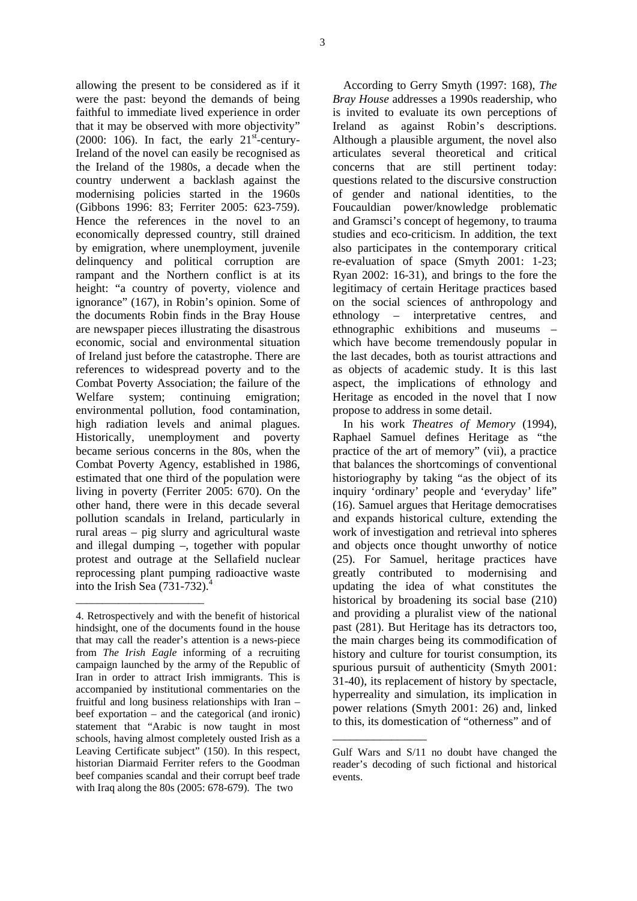allowing the present to be considered as if it were the past: beyond the demands of being faithful to immediate lived experience in order that it may be observed with more objectivity" (2000: 106). In fact, the early 21st-century-Ireland of the novel can easily be recognised as the Ireland of the 1980s, a decade when the country underwent a backlash against the modernising policies started in the 1960s (Gibbons 1996: 83; Ferriter 2005: 623-759). Hence the references in the novel to an economically depressed country, still drained by emigration, where unemployment, juvenile delinquency and political corruption are rampant and the Northern conflict is at its height: "a country of poverty, violence and ignorance" (167), in Robin's opinion. Some of the documents Robin finds in the Bray House are newspaper pieces illustrating the disastrous economic, social and environmental situation of Ireland just before the catastrophe. There are references to widespread poverty and to the Combat Poverty Association; the failure of the Welfare system; continuing emigration; environmental pollution, food contamination, high radiation levels and animal plagues. Historically, unemployment and poverty became serious concerns in the 80s, when the Combat Poverty Agency, established in 1986, estimated that one third of the population were living in poverty (Ferriter 2005: 670). On the other hand, there were in this decade several pollution scandals in Ireland, particularly in rural areas – pig slurry and agricultural waste and illegal dumping –, together with popular protest and outrage at the Sellafield nuclear reprocessing plant pumping radioactive waste into the Irish Sea (731-732).[4]

According to Gerry Smyth (1997: 168), *The Bray House* addresses a 1990s readership, who is invited to evaluate its own perceptions of Ireland as against Robin's descriptions. Although a plausible argument, the novel also articulates several theoretical and critical concerns that are still pertinent today: questions related to the discursive construction of gender and national identities, to the Foucauldian power/knowledge problematic and Gramsci's concept of hegemony, to trauma studies and eco-criticism. In addition, the text also participates in the contemporary critical re-evaluation of space (Smyth 2001: 1-23; Ryan 2002: 16-31), and brings to the fore the legitimacy of certain Heritage practices based on the social sciences of anthropology and ethnology – interpretative centres, and ethnographic exhibitions and museums – which have become tremendously popular in the last decades, both as tourist attractions and as objects of academic study. It is this last aspect, the implications of ethnology and Heritage as encoded in the novel that I now propose to address in some detail.

In his work *Theatres of Memory* (1994), Raphael Samuel defines Heritage as "the practice of the art of memory" (vii), a practice that balances the shortcomings of conventional historiography by taking "as the object of its inquiry 'ordinary' people and 'everyday' life" (16). Samuel argues that Heritage democratises and expands historical culture, extending the work of investigation and retrieval into spheres and objects once thought unworthy of notice (25). For Samuel, heritage practices have greatly contributed to modernising and updating the idea of what constitutes the historical by broadening its social base (210) and providing a pluralist view of the national past (281). But Heritage has its detractors too, the main charges being its commodification of history and culture for tourist consumption, its spurious pursuit of authenticity (Smyth 2001: 31-40), its replacement of history by spectacle, hyperreality and simulation, its implication in power relations (Smyth 2001: 26) and, linked to this, its domestication of "otherness" and of

---

4. Retrospectively and with the benefit of historical hindsight, one of the documents found in the house that may call the reader's attention is a news-piece from *The Irish Eagle* informing of a recruiting campaign launched by the army of the Republic of Iran in order to attract Irish immigrants. This is accompanied by institutional commentaries on the fruitful and long business relationships with Iran – beef exportation – and the categorical (and ironic) statement that "Arabic is now taught in most schools, having almost completely ousted Irish as a Leaving Certificate subject" (150). In this respect, historian Diarmaid Ferriter refers to the Goodman beef companies scandal and their corrupt beef trade with Iraq along the 80s (2005: 678-679). The two Gulf Wars and S/11 no doubt have changed the reader's decoding of such fictional and historical events.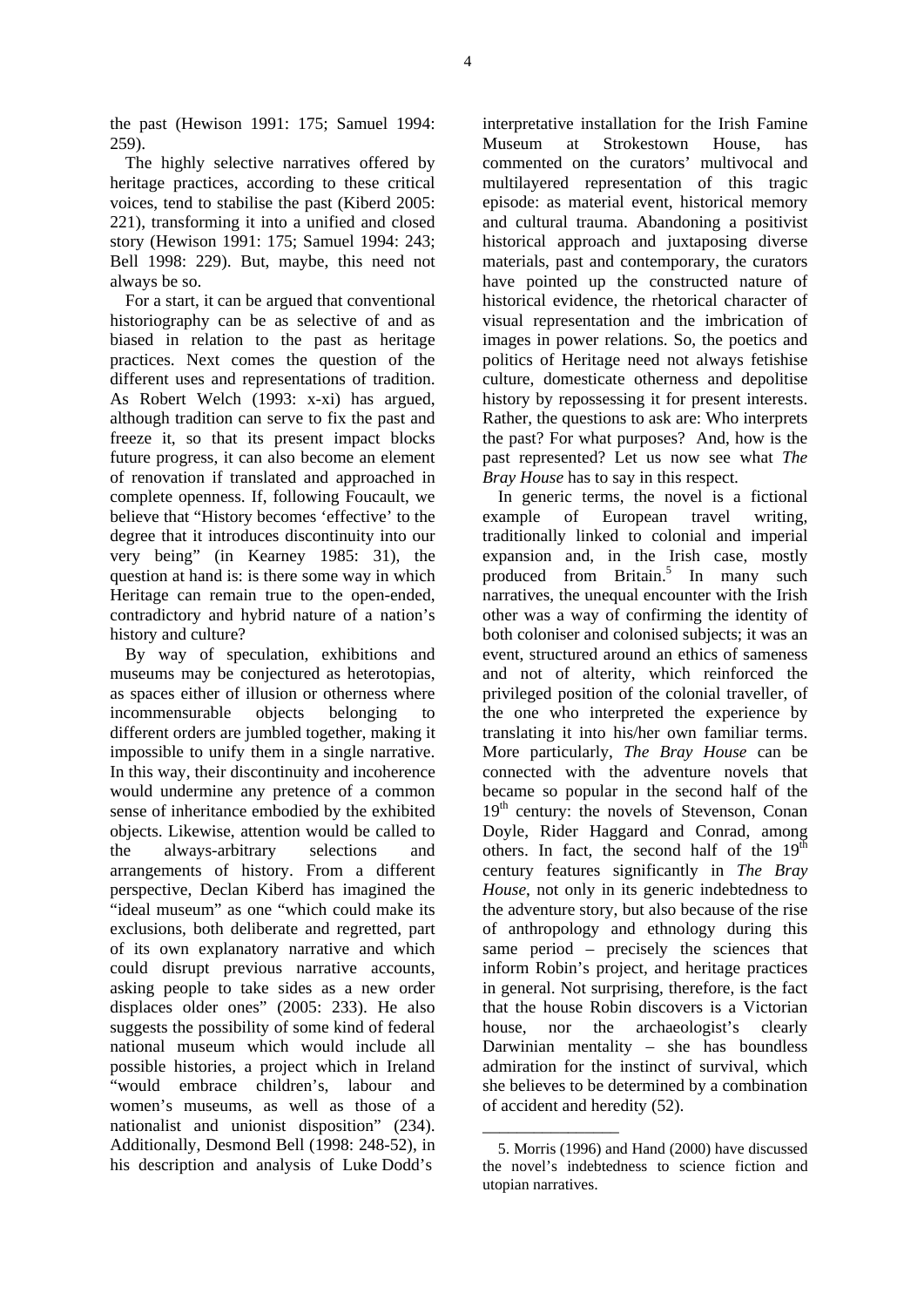the past (Hewison 1991: 175; Samuel 1994: 259).

The highly selective narratives offered by heritage practices, according to these critical voices, tend to stabilise the past (Kiberd 2005: 221), transforming it into a unified and closed story (Hewison 1991: 175; Samuel 1994: 243; Bell 1998: 229). But, maybe, this need not always be so.

For a start, it can be argued that conventional historiography can be as selective of and as biased in relation to the past as heritage practices. Next comes the question of the different uses and representations of tradition. As Robert Welch (1993: x-xi) has argued, although tradition can serve to fix the past and freeze it, so that its present impact blocks future progress, it can also become an element of renovation if translated and approached in complete openness. If, following Foucault, we believe that "History becomes 'effective' to the degree that it introduces discontinuity into our very being" (in Kearney 1985: 31), the question at hand is: is there some way in which Heritage can remain true to the open-ended, contradictory and hybrid nature of a nation's history and culture?

By way of speculation, exhibitions and museums may be conjectured as heterotopias, as spaces either of illusion or otherness where incommensurable objects belonging to different orders are jumbled together, making it impossible to unify them in a single narrative. In this way, their discontinuity and incoherence would undermine any pretence of a common sense of inheritance embodied by the exhibited objects. Likewise, attention would be called to the always-arbitrary selections and arrangements of history. From a different perspective, Declan Kiberd has imagined the "ideal museum" as one "which could make its exclusions, both deliberate and regretted, part of its own explanatory narrative and which could disrupt previous narrative accounts, asking people to take sides as a new order displaces older ones" (2005: 233). He also suggests the possibility of some kind of federal national museum which would include all possible histories, a project which in Ireland "would embrace children's, labour and women's museums, as well as those of a nationalist and unionist disposition" (234). Additionally, Desmond Bell (1998: 248-52), in his description and analysis of Luke Dodd's interpretative installation for the Irish Famine Museum at Strokestown House, has commented on the curators' multivocal and multilayered representation of this tragic episode: as material event, historical memory and cultural trauma. Abandoning a positivist historical approach and juxtaposing diverse materials, past and contemporary, the curators have pointed up the constructed nature of historical evidence, the rhetorical character of visual representation and the imbrication of images in power relations. So, the poetics and politics of Heritage need not always fetishise culture, domesticate otherness and depolitise history by repossessing it for present interests. Rather, the questions to ask are: Who interprets the past? For what purposes? And, how is the past represented? Let us now see what *The Bray House* has to say in this respect.

In generic terms, the novel is a fictional example of European travel writing, traditionally linked to colonial and imperial expansion and, in the Irish case, mostly produced from Britain.[5] In many such narratives, the unequal encounter with the Irish other was a way of confirming the identity of both coloniser and colonised subjects; it was an event, structured around an ethics of sameness and not of alterity, which reinforced the privileged position of the colonial traveller, of the one who interpreted the experience by translating it into his/her own familiar terms. More particularly, *The Bray House* can be connected with the adventure novels that became so popular in the second half of the 19th century: the novels of Stevenson, Conan Doyle, Rider Haggard and Conrad, among others. In fact, the second half of the 19th century features significantly in *The Bray House*, not only in its generic indebtedness to the adventure story, but also because of the rise of anthropology and ethnology during this same period – precisely the sciences that inform Robin's project, and heritage practices in general. Not surprising, therefore, is the fact that the house Robin discovers is a Victorian house, nor the archaeologist's clearly Darwinian mentality – she has boundless admiration for the instinct of survival, which she believes to be determined by a combination of accident and heredity (52).

---

5. Morris (1996) and Hand (2000) have discussed the novel's indebtedness to science fiction and utopian narratives.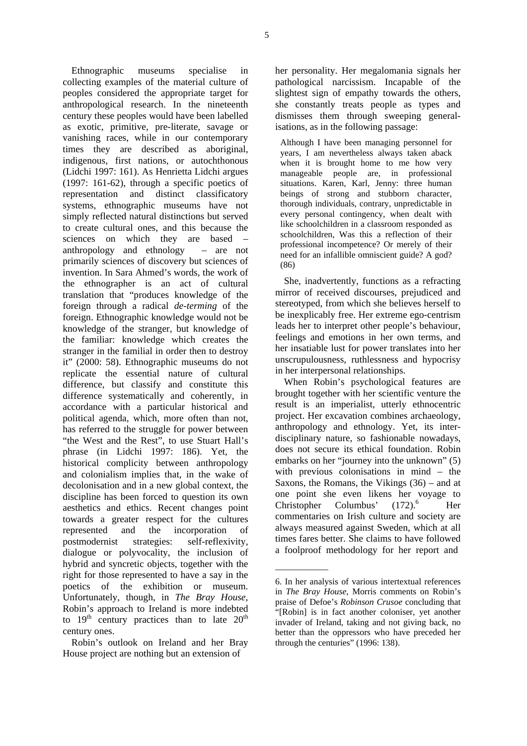Ethnographic museums specialise in collecting examples of the material culture of peoples considered the appropriate target for anthropological research. In the nineteenth century these peoples would have been labelled as exotic, primitive, pre-literate, savage or vanishing races, while in our contemporary times they are described as aboriginal, indigenous, first nations, or autochthonous (Lidchi 1997: 161). As Henrietta Lidchi argues (1997: 161-62), through a specific poetics of representation and distinct classificatory systems, ethnographic museums have not simply reflected natural distinctions but served to create cultural ones, and this because the sciences on which they are based – anthropology and ethnology – are not primarily sciences of discovery but sciences of invention. In Sara Ahmed's words, the work of the ethnographer is an act of cultural translation that "produces knowledge of the foreign through a radical *de-terming* of the foreign. Ethnographic knowledge would not be knowledge of the stranger, but knowledge of the familiar: knowledge which creates the stranger in the familial in order then to destroy it" (2000: 58). Ethnographic museums do not replicate the essential nature of cultural difference, but classify and constitute this difference systematically and coherently, in accordance with a particular historical and political agenda, which, more often than not, has referred to the struggle for power between "the West and the Rest", to use Stuart Hall's phrase (in Lidchi 1997: 186). Yet, the historical complicity between anthropology and colonialism implies that, in the wake of decolonisation and in a new global context, the discipline has been forced to question its own aesthetics and ethics. Recent changes point towards a greater respect for the cultures represented and the incorporation of postmodernist strategies: self-reflexivity, dialogue or polyvocality, the inclusion of hybrid and syncretic objects, together with the right for those represented to have a say in the poetics of the exhibition or museum. Unfortunately, though, in *The Bray House,* Robin's approach to Ireland is more indebted to 19th century practices than to late 20th century ones.

Robin's outlook on Ireland and her Bray House project are nothing but an extension of her personality. Her megalomania signals her pathological narcissism. Incapable of the slightest sign of empathy towards the others, she constantly treats people as types and dismisses them through sweeping generalisations, as in the following passage:

> Although I have been managing personnel for years, I am nevertheless always taken aback when it is brought home to me how very manageable people are, in professional situations. Karen, Karl, Jenny: three human beings of strong and stubborn character, thorough individuals, contrary, unpredictable in every personal contingency, when dealt with like schoolchildren in a classroom responded as schoolchildren, Was this a reflection of their professional incompetence? Or merely of their need for an infallible omniscient guide? A god? (86)

She, inadvertently, functions as a refracting mirror of received discourses, prejudiced and stereotyped, from which she believes herself to be inexplicably free. Her extreme ego-centrism leads her to interpret other people's behaviour, feelings and emotions in her own terms, and her insatiable lust for power translates into her unscrupulousness, ruthlessness and hypocrisy in her interpersonal relationships.

When Robin's psychological features are brought together with her scientific venture the result is an imperialist, utterly ethnocentric project. Her excavation combines archaeology, anthropology and ethnology. Yet, its interdisciplinary nature, so fashionable nowadays, does not secure its ethical foundation. Robin embarks on her "journey into the unknown" (5) with previous colonisations in mind – the Saxons, the Romans, the Vikings (36) – and at one point she even likens her voyage to Christopher Columbus' (172).[6] Her commentaries on Irish culture and society are always measured against Sweden, which at all times fares better. She claims to have followed a foolproof methodology for her report and

---

6. In her analysis of various intertextual references in *The Bray House,* Morris comments on Robin's praise of Defoe's *Robinson Crusoe* concluding that "[Robin] is in fact another coloniser, yet another invader of Ireland, taking and not giving back, no better than the oppressors who have preceded her through the centuries" (1996: 138).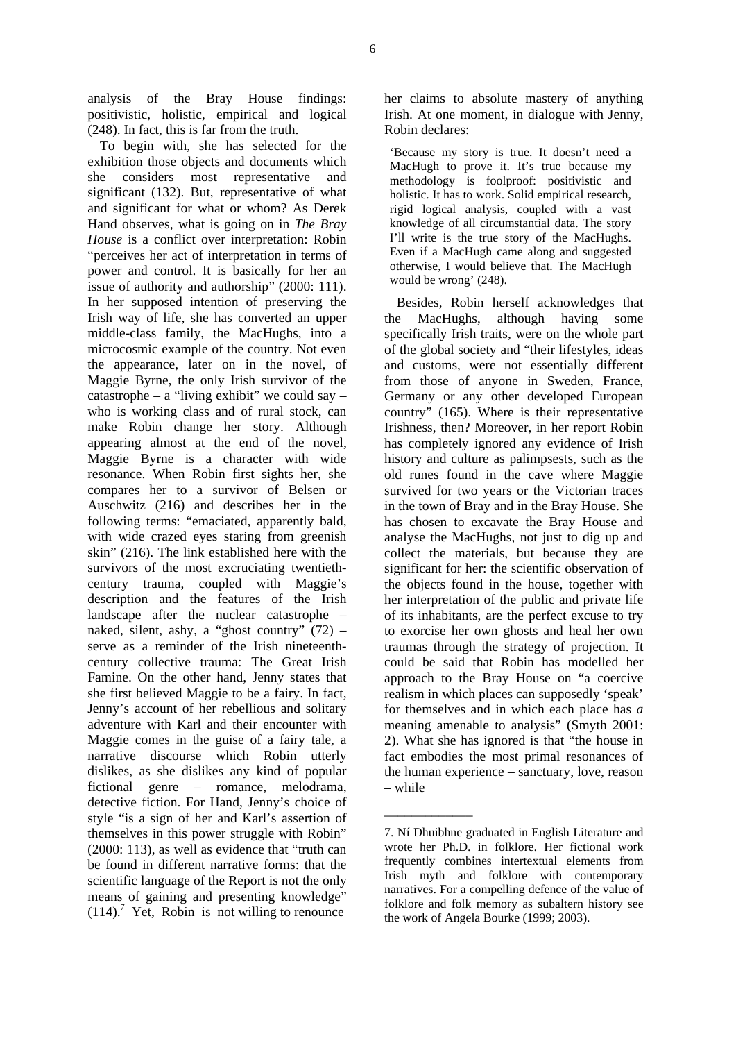analysis of the Bray House findings: positivistic, holistic, empirical and logical (248). In fact, this is far from the truth.

To begin with, she has selected for the exhibition those objects and documents which she considers most representative and significant (132). But, representative of what and significant for what or whom? As Derek Hand observes, what is going on in *The Bray House* is a conflict over interpretation: Robin "perceives her act of interpretation in terms of power and control. It is basically for her an issue of authority and authorship" (2000: 111). In her supposed intention of preserving the Irish way of life, she has converted an upper middle-class family, the MacHughs, into a microcosmic example of the country. Not even the appearance, later on in the novel, of Maggie Byrne, the only Irish survivor of the catastrophe – a "living exhibit" we could say – who is working class and of rural stock, can make Robin change her story. Although appearing almost at the end of the novel, Maggie Byrne is a character with wide resonance. When Robin first sights her, she compares her to a survivor of Belsen or Auschwitz (216) and describes her in the following terms: "emaciated, apparently bald, with wide crazed eyes staring from greenish skin" (216). The link established here with the survivors of the most excruciating twentieth-century trauma, coupled with Maggie's description and the features of the Irish landscape after the nuclear catastrophe – naked, silent, ashy, a "ghost country" (72) – serve as a reminder of the Irish nineteenth-century collective trauma: The Great Irish Famine. On the other hand, Jenny states that she first believed Maggie to be a fairy. In fact, Jenny's account of her rebellious and solitary adventure with Karl and their encounter with Maggie comes in the guise of a fairy tale, a narrative discourse which Robin utterly dislikes, as she dislikes any kind of popular fictional genre – romance, melodrama, detective fiction. For Hand, Jenny's choice of style "is a sign of her and Karl's assertion of themselves in this power struggle with Robin" (2000: 113), as well as evidence that "truth can be found in different narrative forms: that the scientific language of the Report is not the only means of gaining and presenting knowledge" (114).[7] Yet, Robin is not willing to renounce her claims to absolute mastery of anything Irish. At one moment, in dialogue with Jenny, Robin declares:

> 'Because my story is true. It doesn't need a MacHugh to prove it. It's true because my methodology is foolproof: positivistic and holistic. It has to work. Solid empirical research, rigid logical analysis, coupled with a vast knowledge of all circumstantial data. The story I'll write is the true story of the MacHughs. Even if a MacHugh came along and suggested otherwise, I would believe that. The MacHugh would be wrong' (248).

Besides, Robin herself acknowledges that the MacHughs, although having some specifically Irish traits, were on the whole part of the global society and "their lifestyles, ideas and customs, were not essentially different from those of anyone in Sweden, France, Germany or any other developed European country" (165). Where is their representative Irishness, then? Moreover, in her report Robin has completely ignored any evidence of Irish history and culture as palimpsests, such as the old runes found in the cave where Maggie survived for two years or the Victorian traces in the town of Bray and in the Bray House. She has chosen to excavate the Bray House and analyse the MacHughs, not just to dig up and collect the materials, but because they are significant for her: the scientific observation of the objects found in the house, together with her interpretation of the public and private life of its inhabitants, are the perfect excuse to try to exorcise her own ghosts and heal her own traumas through the strategy of projection. It could be said that Robin has modelled her approach to the Bray House on "a coercive realism in which places can supposedly 'speak' for themselves and in which each place has *a* meaning amenable to analysis" (Smyth 2001: 2). What she has ignored is that "the house in fact embodies the most primal resonances of the human experience – sanctuary, love, reason – while

---

7. Ní Dhuibhne graduated in English Literature and wrote her Ph.D. in folklore. Her fictional work frequently combines intertextual elements from Irish myth and folklore with contemporary narratives. For a compelling defence of the value of folklore and folk memory as subaltern history see the work of Angela Bourke (1999; 2003).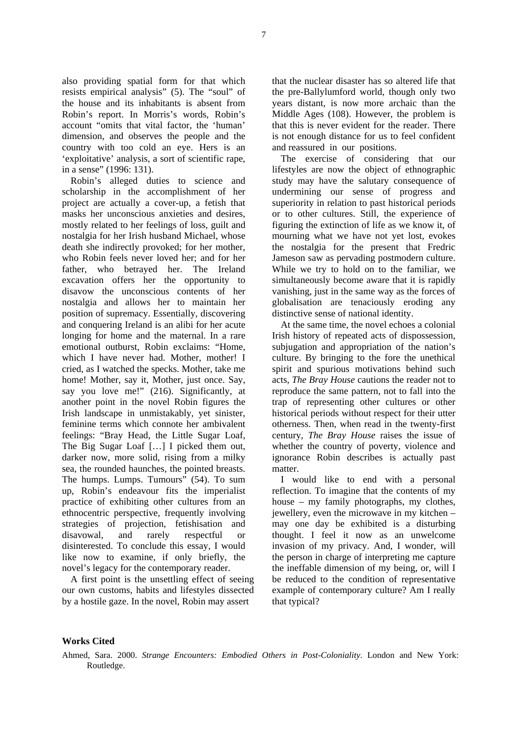also providing spatial form for that which resists empirical analysis" (5). The "soul" of the house and its inhabitants is absent from Robin's report. In Morris's words, Robin's account "omits that vital factor, the 'human' dimension, and observes the people and the country with too cold an eye. Hers is an 'exploitative' analysis, a sort of scientific rape, in a sense" (1996: 131).

Robin's alleged duties to science and scholarship in the accomplishment of her project are actually a cover-up, a fetish that masks her unconscious anxieties and desires, mostly related to her feelings of loss, guilt and nostalgia for her Irish husband Michael, whose death she indirectly provoked; for her mother, who Robin feels never loved her; and for her father, who betrayed her. The Ireland excavation offers her the opportunity to disavow the unconscious contents of her nostalgia and allows her to maintain her position of supremacy. Essentially, discovering and conquering Ireland is an alibi for her acute longing for home and the maternal. In a rare emotional outburst, Robin exclaims: "Home, which I have never had. Mother, mother! I cried, as I watched the specks. Mother, take me home! Mother, say it, Mother, just once. Say, say you love me!" (216). Significantly, at another point in the novel Robin figures the Irish landscape in unmistakably, yet sinister, feminine terms which connote her ambivalent feelings: "Bray Head, the Little Sugar Loaf, The Big Sugar Loaf […] I picked them out, darker now, more solid, rising from a milky sea, the rounded haunches, the pointed breasts. The humps. Lumps. Tumours" (54). To sum up, Robin's endeavour fits the imperialist practice of exhibiting other cultures from an ethnocentric perspective, frequently involving strategies of projection, fetishisation and disavowal, and rarely respectful or disinterested. To conclude this essay, I would like now to examine, if only briefly, the novel's legacy for the contemporary reader.

A first point is the unsettling effect of seeing our own customs, habits and lifestyles dissected by a hostile gaze. In the novel, Robin may assert that the nuclear disaster has so altered life that the pre-Ballylumford world, though only two years distant, is now more archaic than the Middle Ages (108). However, the problem is that this is never evident for the reader. There is not enough distance for us to feel confident and reassured in our positions.

The exercise of considering that our lifestyles are now the object of ethnographic study may have the salutary consequence of undermining our sense of progress and superiority in relation to past historical periods or to other cultures. Still, the experience of figuring the extinction of life as we know it, of mourning what we have not yet lost, evokes the nostalgia for the present that Fredric Jameson saw as pervading postmodern culture. While we try to hold on to the familiar, we simultaneously become aware that it is rapidly vanishing, just in the same way as the forces of globalisation are tenaciously eroding any distinctive sense of national identity.

At the same time, the novel echoes a colonial Irish history of repeated acts of dispossession, subjugation and appropriation of the nation's culture. By bringing to the fore the unethical spirit and spurious motivations behind such acts, *The Bray House* cautions the reader not to reproduce the same pattern, not to fall into the trap of representing other cultures or other historical periods without respect for their utter otherness. Then, when read in the twenty-first century, *The Bray House* raises the issue of whether the country of poverty, violence and ignorance Robin describes is actually past matter.

I would like to end with a personal reflection. To imagine that the contents of my house – my family photographs, my clothes, jewellery, even the microwave in my kitchen – may one day be exhibited is a disturbing thought. I feel it now as an unwelcome invasion of my privacy. And, I wonder, will the person in charge of interpreting me capture the ineffable dimension of my being, or, will I be reduced to the condition of representative example of contemporary culture? Am I really that typical?

## Works Cited

Ahmed, Sara. 2000. *Strange Encounters: Embodied Others in Post-Coloniality*. London and New York: Routledge.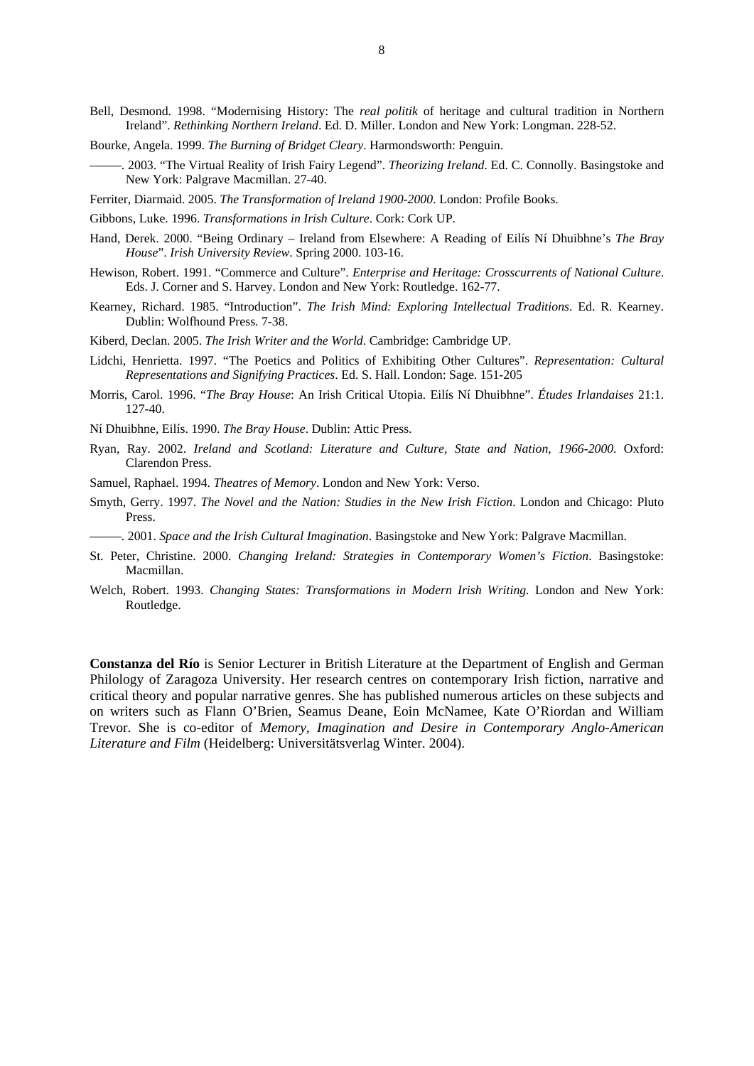Bell, Desmond. 1998. "Modernising History: The *real politik* of heritage and cultural tradition in Northern Ireland". *Rethinking Northern Ireland*. Ed. D. Miller. London and New York: Longman. 228-52.

Bourke, Angela. 1999. *The Burning of Bridget Cleary*. Harmondsworth: Penguin.

———. 2003. "The Virtual Reality of Irish Fairy Legend". *Theorizing Ireland*. Ed. C. Connolly. Basingstoke and New York: Palgrave Macmillan. 27-40.

Ferriter, Diarmaid. 2005. *The Transformation of Ireland 1900-2000*. London: Profile Books.

Gibbons, Luke. 1996. *Transformations in Irish Culture*. Cork: Cork UP.

Hand, Derek. 2000. "Being Ordinary – Ireland from Elsewhere: A Reading of Eilís Ní Dhuibhne's *The Bray House*". *Irish University Review*. Spring 2000. 103-16.

Hewison, Robert. 1991. "Commerce and Culture". *Enterprise and Heritage: Crosscurrents of National Culture*. Eds. J. Corner and S. Harvey. London and New York: Routledge. 162-77.

Kearney, Richard. 1985. "Introduction". *The Irish Mind: Exploring Intellectual Traditions*. Ed. R. Kearney. Dublin: Wolfhound Press. 7-38.

Kiberd, Declan. 2005. *The Irish Writer and the World*. Cambridge: Cambridge UP.

Lidchi, Henrietta. 1997. "The Poetics and Politics of Exhibiting Other Cultures". *Representation: Cultural Representations and Signifying Practices*. Ed. S. Hall. London: Sage. 151-205

Morris, Carol. 1996. "*The Bray House*: An Irish Critical Utopia. Eilís Ní Dhuibhne". *Études Irlandaises* 21:1. 127-40.

Ní Dhuibhne, Eilís. 1990. *The Bray House*. Dublin: Attic Press.

Ryan, Ray. 2002. *Ireland and Scotland: Literature and Culture, State and Nation, 1966-2000*. Oxford: Clarendon Press.

Samuel, Raphael. 1994. *Theatres of Memory*. London and New York: Verso.

Smyth, Gerry. 1997. *The Novel and the Nation: Studies in the New Irish Fiction*. London and Chicago: Pluto Press.

———. 2001. *Space and the Irish Cultural Imagination*. Basingstoke and New York: Palgrave Macmillan.

St. Peter, Christine. 2000. *Changing Ireland: Strategies in Contemporary Women's Fiction*. Basingstoke: Macmillan.

Welch, Robert. 1993. *Changing States: Transformations in Modern Irish Writing.* London and New York: Routledge.

**Constanza del Río** is Senior Lecturer in British Literature at the Department of English and German Philology of Zaragoza University. Her research centres on contemporary Irish fiction, narrative and critical theory and popular narrative genres. She has published numerous articles on these subjects and on writers such as Flann O'Brien, Seamus Deane, Eoin McNamee, Kate O'Riordan and William Trevor. She is co-editor of *Memory, Imagination and Desire in Contemporary Anglo-American Literature and Film* (Heidelberg: Universitätsverlag Winter. 2004).